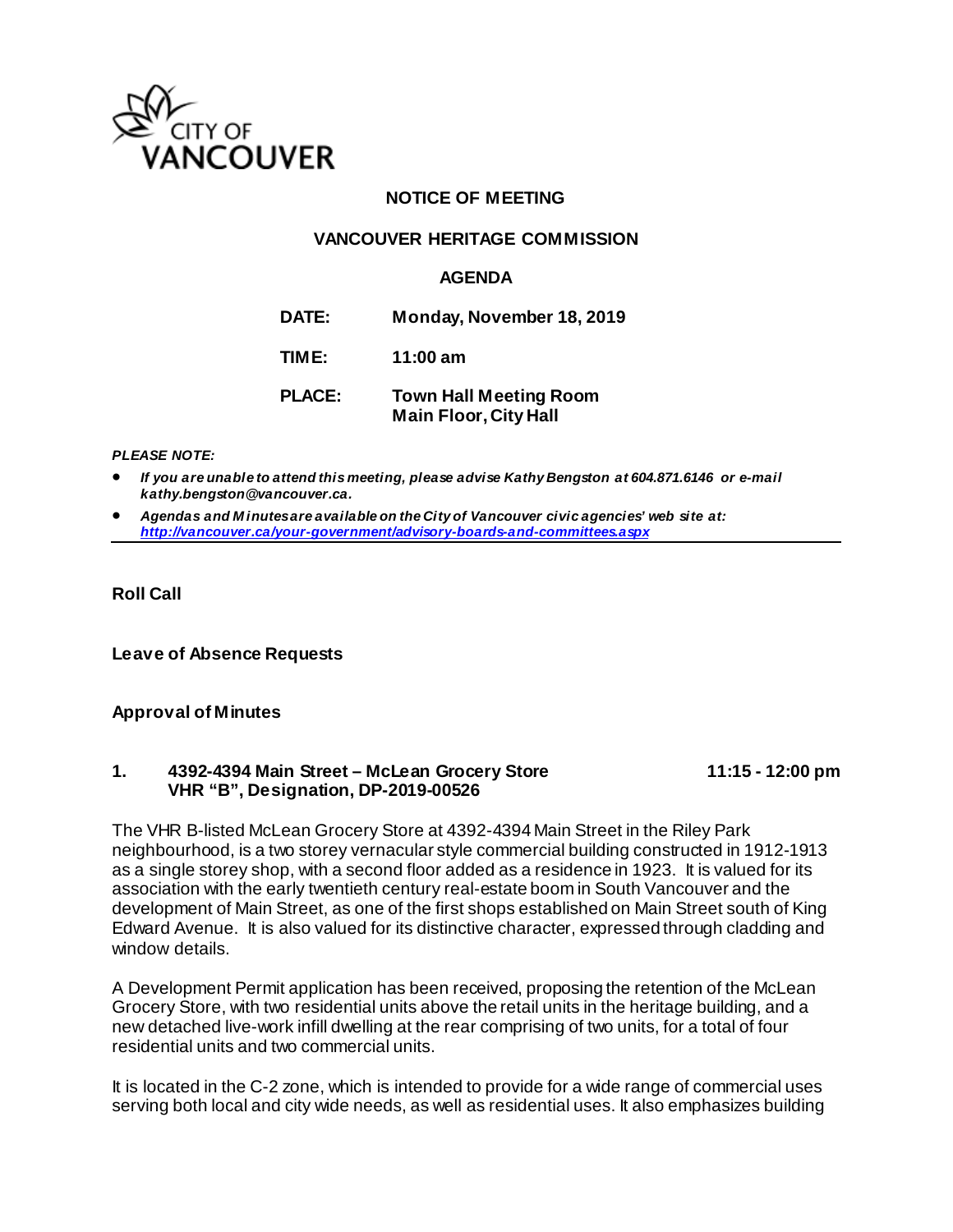CITY OF VANCOUVER

# NOTICE OF MEETING

## VANCOUVER HERITAGE COMMISSION

### AGENDA

**DATE:** Monday, November 18, 2019

**TIME:** 11:00 am

**PLACE:** Town Hall Meeting Room
Main Floor, City Hall

***PLEASE NOTE:***

- ***If you are unable to attend this meeting, please advise Kathy Bengston at 604.871.6146 or e-mail kathy.bengston@vancouver.ca.***
- ***Agendas and Minutes are available on the City of Vancouver civic agencies' web site at: http://vancouver.ca/your-government/advisory-boards-and-committees.aspx***

---

**Roll Call**

**Leave of Absence Requests**

**Approval of Minutes**

**1. 4392-4394 Main Street – McLean Grocery Store VHR "B", Designation, DP-2019-00526** **11:15 - 12:00 pm**

The VHR B-listed McLean Grocery Store at 4392-4394 Main Street in the Riley Park neighbourhood, is a two storey vernacular style commercial building constructed in 1912-1913 as a single storey shop, with a second floor added as a residence in 1923. It is valued for its association with the early twentieth century real-estate boom in South Vancouver and the development of Main Street, as one of the first shops established on Main Street south of King Edward Avenue. It is also valued for its distinctive character, expressed through cladding and window details.

A Development Permit application has been received, proposing the retention of the McLean Grocery Store, with two residential units above the retail units in the heritage building, and a new detached live-work infill dwelling at the rear comprising of two units, for a total of four residential units and two commercial units.

It is located in the C-2 zone, which is intended to provide for a wide range of commercial uses serving both local and city wide needs, as well as residential uses. It also emphasizes building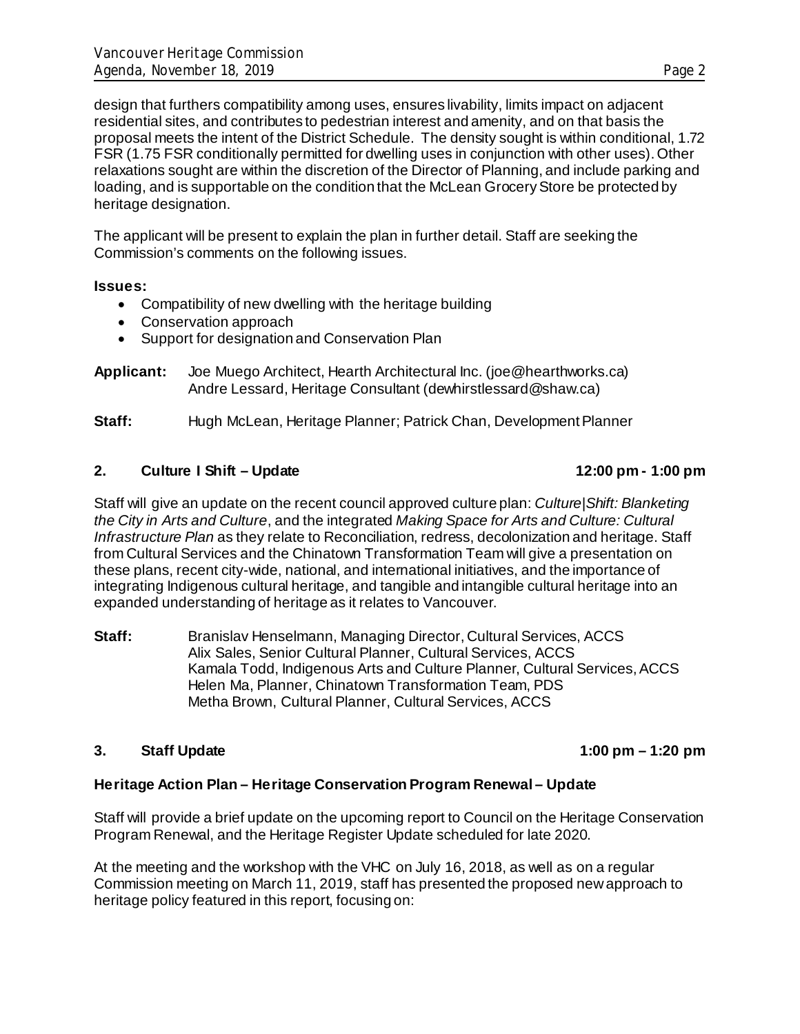design that furthers compatibility among uses, ensures livability, limits impact on adjacent residential sites, and contributes to pedestrian interest and amenity, and on that basis the proposal meets the intent of the District Schedule. The density sought is within conditional, 1.72 FSR (1.75 FSR conditionally permitted for dwelling uses in conjunction with other uses). Other relaxations sought are within the discretion of the Director of Planning, and include parking and loading, and is supportable on the condition that the McLean Grocery Store be protected by heritage designation.

The applicant will be present to explain the plan in further detail. Staff are seeking the Commission's comments on the following issues.

**Issues:**

- Compatibility of new dwelling with the heritage building
- Conservation approach
- Support for designation and Conservation Plan

**Applicant:** Joe Muego Architect, Hearth Architectural Inc. (joe@hearthworks.ca)
Andre Lessard, Heritage Consultant (dewhirstlessard@shaw.ca)

**Staff:** Hugh McLean, Heritage Planner; Patrick Chan, Development Planner

## 2. Culture I Shift – Update 12:00 pm - 1:00 pm

Staff will give an update on the recent council approved culture plan: *Culture|Shift: Blanketing the City in Arts and Culture*, and the integrated *Making Space for Arts and Culture: Cultural Infrastructure Plan* as they relate to Reconciliation, redress, decolonization and heritage. Staff from Cultural Services and the Chinatown Transformation Team will give a presentation on these plans, recent city-wide, national, and international initiatives, and the importance of integrating Indigenous cultural heritage, and tangible and intangible cultural heritage into an expanded understanding of heritage as it relates to Vancouver.

**Staff:** Branislav Henselmann, Managing Director, Cultural Services, ACCS
Alix Sales, Senior Cultural Planner, Cultural Services, ACCS
Kamala Todd, Indigenous Arts and Culture Planner, Cultural Services, ACCS
Helen Ma, Planner, Chinatown Transformation Team, PDS
Metha Brown, Cultural Planner, Cultural Services, ACCS

## 3. Staff Update 1:00 pm – 1:20 pm

**Heritage Action Plan – Heritage Conservation Program Renewal – Update**

Staff will provide a brief update on the upcoming report to Council on the Heritage Conservation Program Renewal, and the Heritage Register Update scheduled for late 2020.

At the meeting and the workshop with the VHC on July 16, 2018, as well as on a regular Commission meeting on March 11, 2019, staff has presented the proposed new approach to heritage policy featured in this report, focusing on: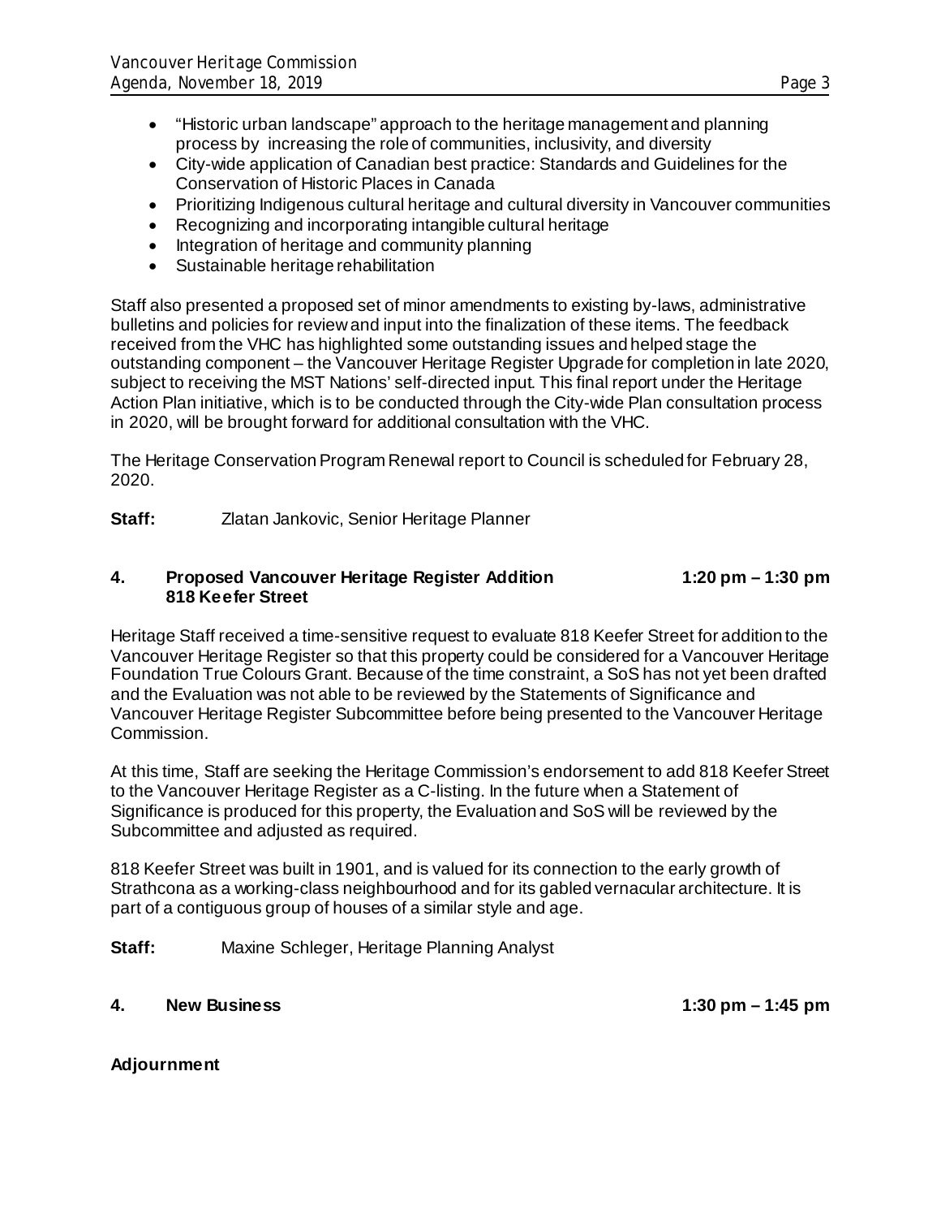- "Historic urban landscape" approach to the heritage management and planning process by increasing the role of communities, inclusivity, and diversity
- City-wide application of Canadian best practice: Standards and Guidelines for the Conservation of Historic Places in Canada
- Prioritizing Indigenous cultural heritage and cultural diversity in Vancouver communities
- Recognizing and incorporating intangible cultural heritage
- Integration of heritage and community planning
- Sustainable heritage rehabilitation

Staff also presented a proposed set of minor amendments to existing by-laws, administrative bulletins and policies for review and input into the finalization of these items. The feedback received from the VHC has highlighted some outstanding issues and helped stage the outstanding component – the Vancouver Heritage Register Upgrade for completion in late 2020, subject to receiving the MST Nations' self-directed input. This final report under the Heritage Action Plan initiative, which is to be conducted through the City-wide Plan consultation process in 2020, will be brought forward for additional consultation with the VHC.

The Heritage Conservation Program Renewal report to Council is scheduled for February 28, 2020.

**Staff:** Zlatan Jankovic, Senior Heritage Planner

**4. Proposed Vancouver Heritage Register Addition 818 Keefer Street** **1:20 pm – 1:30 pm**

Heritage Staff received a time-sensitive request to evaluate 818 Keefer Street for addition to the Vancouver Heritage Register so that this property could be considered for a Vancouver Heritage Foundation True Colours Grant. Because of the time constraint, a SoS has not yet been drafted and the Evaluation was not able to be reviewed by the Statements of Significance and Vancouver Heritage Register Subcommittee before being presented to the Vancouver Heritage Commission.

At this time, Staff are seeking the Heritage Commission's endorsement to add 818 Keefer Street to the Vancouver Heritage Register as a C-listing. In the future when a Statement of Significance is produced for this property, the Evaluation and SoS will be reviewed by the Subcommittee and adjusted as required.

818 Keefer Street was built in 1901, and is valued for its connection to the early growth of Strathcona as a working-class neighbourhood and for its gabled vernacular architecture. It is part of a contiguous group of houses of a similar style and age.

**Staff:** Maxine Schleger, Heritage Planning Analyst

**4. New Business** **1:30 pm – 1:45 pm**

**Adjournment**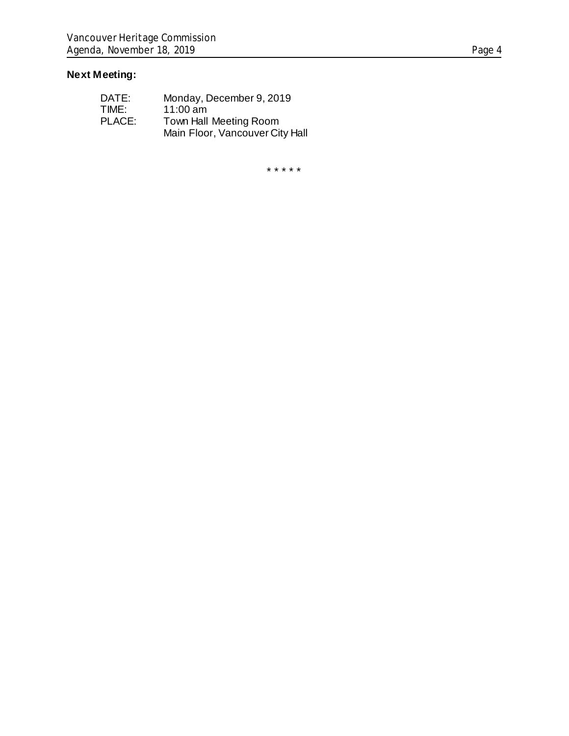**Next Meeting:**

| | |
|---|---|
| DATE: | Monday, December 9, 2019 |
| TIME: | 11:00 am |
| PLACE: | Town Hall Meeting Room<br>Main Floor, Vancouver City Hall |

\* \* \* \* \*